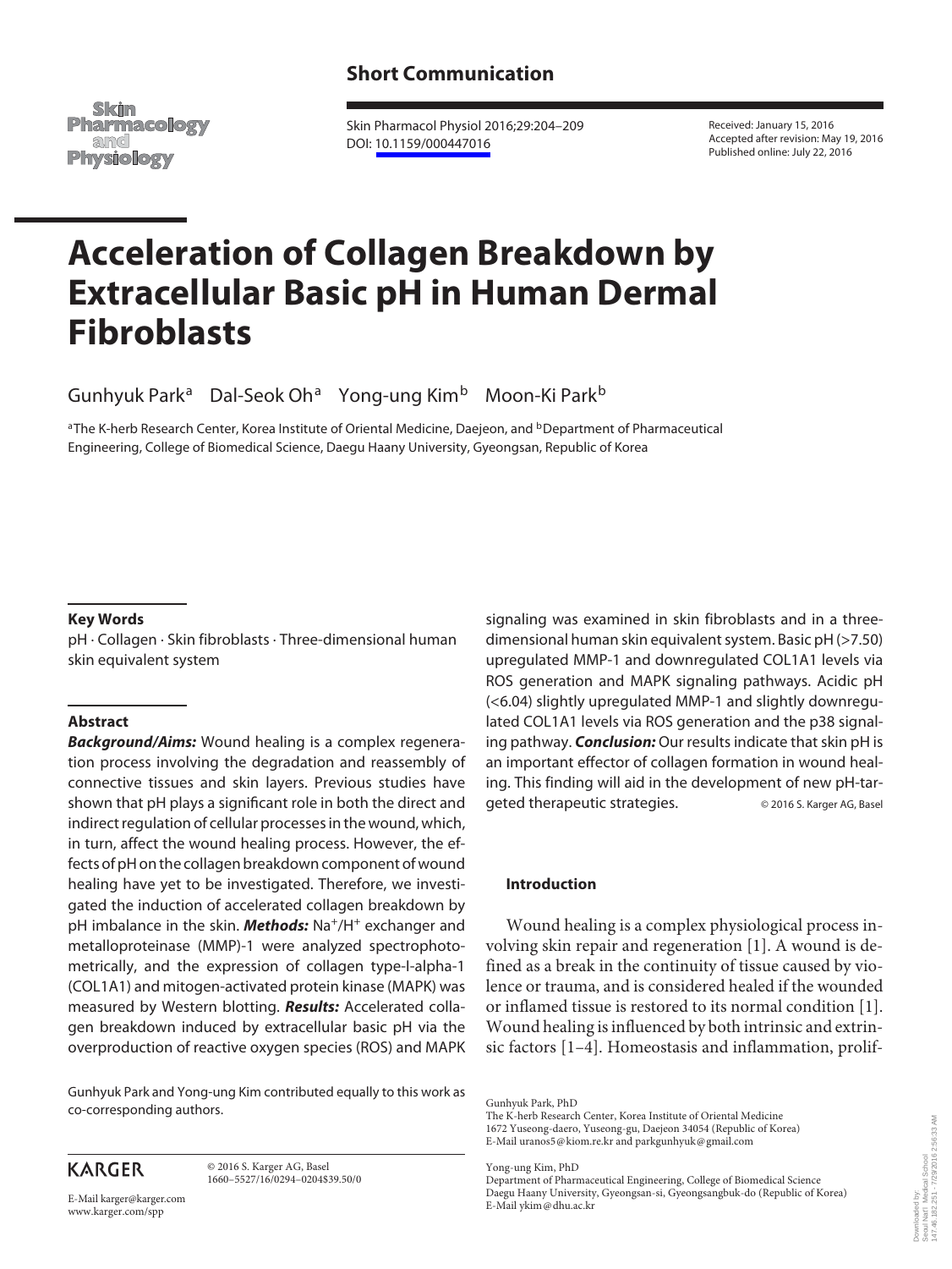**Short Communication**

Skin Pharmacol Physiol 2016;29:204–209
DOI: 10.1159/000447016

Received: January 15, 2016
Accepted after revision: May 19, 2016
Published online: July 22, 2016

# Acceleration of Collagen Breakdown by Extracellular Basic pH in Human Dermal Fibroblasts

Gunhyuk Park[a] Dal-Seok Oh[a] Yong-ung Kim[b] Moon-Ki Park[b]

[a]The K-herb Research Center, Korea Institute of Oriental Medicine, Daejeon, and [b]Department of Pharmaceutical Engineering, College of Biomedical Science, Daegu Haany University, Gyeongsan, Republic of Korea

## Key Words

pH · Collagen · Skin fibroblasts · Three-dimensional human skin equivalent system

## Abstract

***Background/Aims:*** Wound healing is a complex regeneration process involving the degradation and reassembly of connective tissues and skin layers. Previous studies have shown that pH plays a significant role in both the direct and indirect regulation of cellular processes in the wound, which, in turn, affect the wound healing process. However, the effects of pH on the collagen breakdown component of wound healing have yet to be investigated. Therefore, we investigated the induction of accelerated collagen breakdown by pH imbalance in the skin. ***Methods:*** $Na^+/H^+$ exchanger and metalloproteinase (MMP)-1 were analyzed spectrophotometrically, and the expression of collagen type-I-alpha-1 (COL1A1) and mitogen-activated protein kinase (MAPK) was measured by Western blotting. ***Results:*** Accelerated collagen breakdown induced by extracellular basic pH via the overproduction of reactive oxygen species (ROS) and MAPK signaling was examined in skin fibroblasts and in a three-dimensional human skin equivalent system. Basic pH (>7.50) upregulated MMP-1 and downregulated COL1A1 levels via ROS generation and MAPK signaling pathways. Acidic pH (<6.04) slightly upregulated MMP-1 and slightly downregulated COL1A1 levels via ROS generation and the p38 signaling pathway. ***Conclusion:*** Our results indicate that skin pH is an important effector of collagen formation in wound healing. This finding will aid in the development of new pH-targeted therapeutic strategies. © 2016 S. Karger AG, Basel

## Introduction

Wound healing is a complex physiological process involving skin repair and regeneration [1]. A wound is defined as a break in the continuity of tissue caused by violence or trauma, and is considered healed if the wounded or inflamed tissue is restored to its normal condition [1]. Wound healing is influenced by both intrinsic and extrinsic factors [1–4]. Homeostasis and inflammation, prolif-

Gunhyuk Park and Yong-ung Kim contributed equally to this work as co-corresponding authors.

KARGER

© 2016 S. Karger AG, Basel
1660–5527/16/0294–0204$39.50/0

E-Mail karger@karger.com
www.karger.com/spp

Gunhyuk Park, PhD
The K-herb Research Center, Korea Institute of Oriental Medicine
1672 Yuseong-daero, Yuseong-gu, Daejeon 34054 (Republic of Korea)
E-Mail uranos5@kiom.re.kr and parkgunhyuk@gmail.com

Yong-ung Kim, PhD
Department of Pharmaceutical Engineering, College of Biomedical Science
Daegu Haany University, Gyeongsan-si, Gyeongsangbuk-do (Republic of Korea)
E-Mail ykim@dhu.ac.kr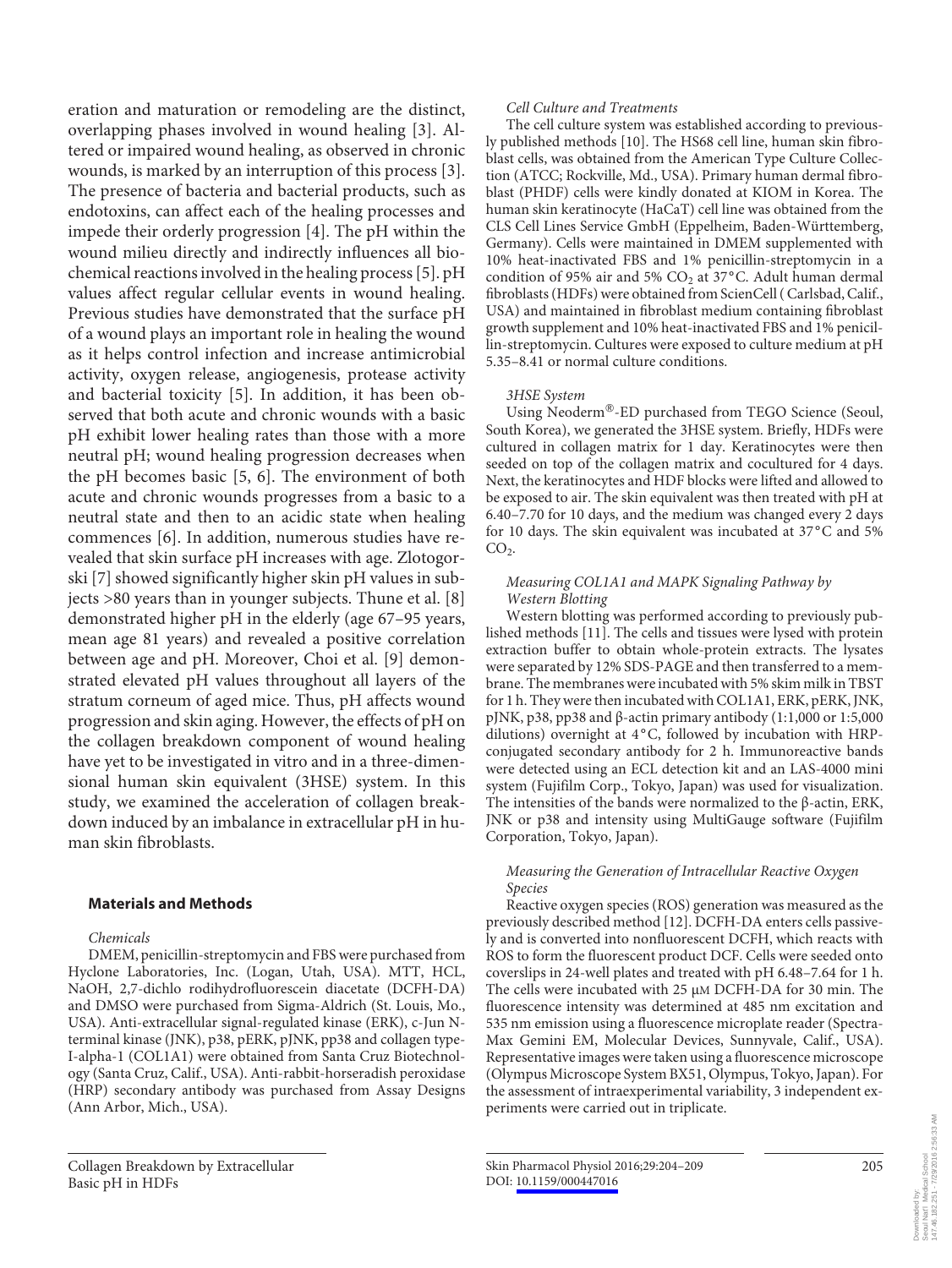eration and maturation or remodeling are the distinct, overlapping phases involved in wound healing [3]. Altered or impaired wound healing, as observed in chronic wounds, is marked by an interruption of this process [3]. The presence of bacteria and bacterial products, such as endotoxins, can affect each of the healing processes and impede their orderly progression [4]. The pH within the wound milieu directly and indirectly influences all biochemical reactions involved in the healing process [5]. pH values affect regular cellular events in wound healing. Previous studies have demonstrated that the surface pH of a wound plays an important role in healing the wound as it helps control infection and increase antimicrobial activity, oxygen release, angiogenesis, protease activity and bacterial toxicity [5]. In addition, it has been observed that both acute and chronic wounds with a basic pH exhibit lower healing rates than those with a more neutral pH; wound healing progression decreases when the pH becomes basic [5, 6]. The environment of both acute and chronic wounds progresses from a basic to a neutral state and then to an acidic state when healing commences [6]. In addition, numerous studies have revealed that skin surface pH increases with age. Zlotogorski [7] showed significantly higher skin pH values in subjects >80 years than in younger subjects. Thune et al. [8] demonstrated higher pH in the elderly (age 67–95 years, mean age 81 years) and revealed a positive correlation between age and pH. Moreover, Choi et al. [9] demonstrated elevated pH values throughout all layers of the stratum corneum of aged mice. Thus, pH affects wound progression and skin aging. However, the effects of pH on the collagen breakdown component of wound healing have yet to be investigated in vitro and in a three-dimensional human skin equivalent (3HSE) system. In this study, we examined the acceleration of collagen breakdown induced by an imbalance in extracellular pH in human skin fibroblasts.

## Materials and Methods

*Chemicals*

DMEM, penicillin-streptomycin and FBS were purchased from Hyclone Laboratories, Inc. (Logan, Utah, USA). MTT, HCL, NaOH, 2,7-dichlo rodihydrofluorescein diacetate (DCFH-DA) and DMSO were purchased from Sigma-Aldrich (St. Louis, Mo., USA). Anti-extracellular signal-regulated kinase (ERK), c-Jun N-terminal kinase (JNK), p38, pERK, pJNK, pp38 and collagen type-I-alpha-1 (COL1A1) were obtained from Santa Cruz Biotechnology (Santa Cruz, Calif., USA). Anti-rabbit-horseradish peroxidase (HRP) secondary antibody was purchased from Assay Designs (Ann Arbor, Mich., USA).

*Cell Culture and Treatments*

The cell culture system was established according to previously published methods [10]. The HS68 cell line, human skin fibroblast cells, was obtained from the American Type Culture Collection (ATCC; Rockville, Md., USA). Primary human dermal fibroblast (PHDF) cells were kindly donated at KIOM in Korea. The human skin keratinocyte (HaCaT) cell line was obtained from the CLS Cell Lines Service GmbH (Eppelheim, Baden-Württemberg, Germany). Cells were maintained in DMEM supplemented with 10% heat-inactivated FBS and 1% penicillin-streptomycin in a condition of 95% air and 5% $CO_2$ at 37°C. Adult human dermal fibroblasts (HDFs) were obtained from ScienCell ( Carlsbad, Calif., USA) and maintained in fibroblast medium containing fibroblast growth supplement and 10% heat-inactivated FBS and 1% penicillin-streptomycin. Cultures were exposed to culture medium at pH 5.35–8.41 or normal culture conditions.

*3HSE System*

Using Neoderm®-ED purchased from TEGO Science (Seoul, South Korea), we generated the 3HSE system. Briefly, HDFs were cultured in collagen matrix for 1 day. Keratinocytes were then seeded on top of the collagen matrix and cocultured for 4 days. Next, the keratinocytes and HDF blocks were lifted and allowed to be exposed to air. The skin equivalent was then treated with pH at 6.40–7.70 for 10 days, and the medium was changed every 2 days for 10 days. The skin equivalent was incubated at 37°C and 5% $CO_2$.

*Measuring COL1A1 and MAPK Signaling Pathway by Western Blotting*

Western blotting was performed according to previously published methods [11]. The cells and tissues were lysed with protein extraction buffer to obtain whole-protein extracts. The lysates were separated by 12% SDS-PAGE and then transferred to a membrane. The membranes were incubated with 5% skim milk in TBST for 1 h. They were then incubated with COL1A1, ERK, pERK, JNK, pJNK, p38, pp38 and β-actin primary antibody (1:1,000 or 1:5,000 dilutions) overnight at 4°C, followed by incubation with HRP-conjugated secondary antibody for 2 h. Immunoreactive bands were detected using an ECL detection kit and an LAS-4000 mini system (Fujifilm Corp., Tokyo, Japan) was used for visualization. The intensities of the bands were normalized to the β-actin, ERK, JNK or p38 and intensity using MultiGauge software (Fujifilm Corporation, Tokyo, Japan).

*Measuring the Generation of Intracellular Reactive Oxygen Species*

Reactive oxygen species (ROS) generation was measured as the previously described method [12]. DCFH-DA enters cells passively and is converted into nonfluorescent DCFH, which reacts with ROS to form the fluorescent product DCF. Cells were seeded onto coverslips in 24-well plates and treated with pH 6.48–7.64 for 1 h. The cells were incubated with 25 μM DCFH-DA for 30 min. The fluorescence intensity was determined at 485 nm excitation and 535 nm emission using a fluorescence microplate reader (SpectraMax Gemini EM, Molecular Devices, Sunnyvale, Calif., USA). Representative images were taken using a fluorescence microscope (Olympus Microscope System BX51, Olympus, Tokyo, Japan). For the assessment of intraexperimental variability, 3 independent experiments were carried out in triplicate.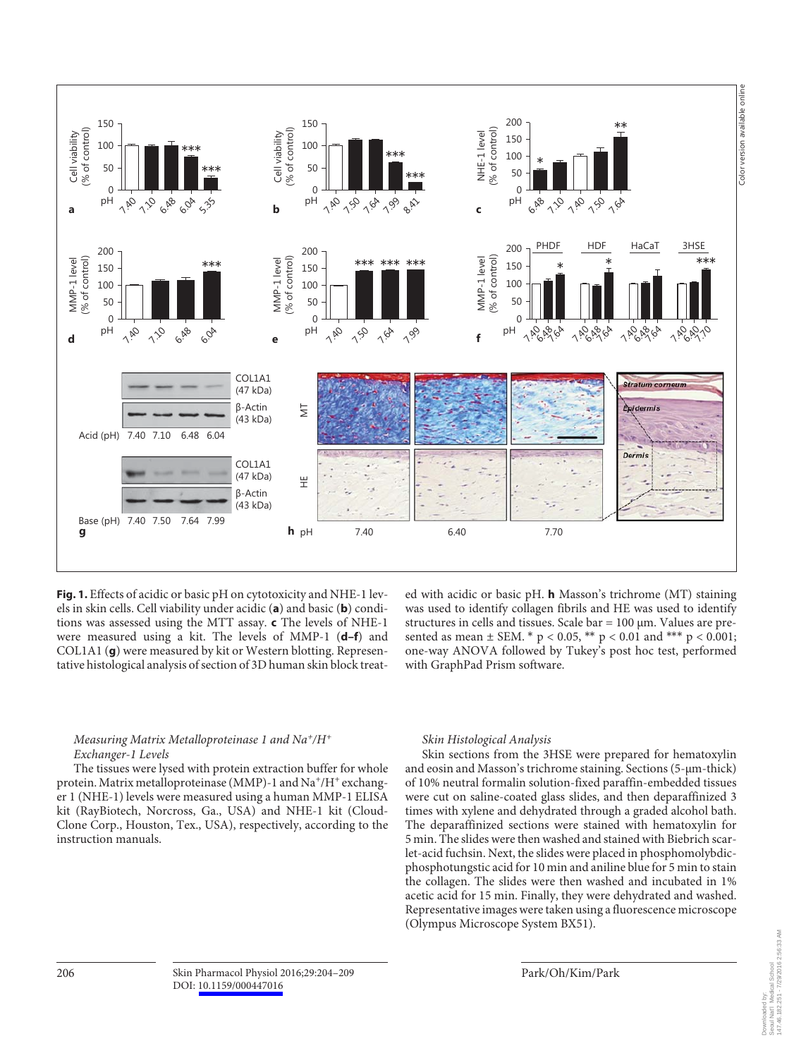**Fig. 1.** Effects of acidic or basic pH on cytotoxicity and NHE-1 levels in skin cells. Cell viability under acidic (**a**) and basic (**b**) conditions was assessed using the MTT assay. **c** The levels of NHE-1 were measured using a kit. The levels of MMP-1 (**d–f**) and COL1A1 (**g**) were measured by kit or Western blotting. Representative histological analysis of section of 3D human skin block treated with acidic or basic pH. **h** Masson's trichrome (MT) staining was used to identify collagen fibrils and HE was used to identify structures in cells and tissues. Scale bar = 100 μm. Values are presented as mean ± SEM. * $p < 0.05$, ** $p < 0.01$ and *** $p < 0.001$; one-way ANOVA followed by Tukey's post hoc test, performed with GraphPad Prism software.

### *Measuring Matrix Metalloproteinase 1 and Na⁺/H⁺ Exchanger-1 Levels*

The tissues were lysed with protein extraction buffer for whole protein. Matrix metalloproteinase (MMP)-1 and $Na^+/H^+$ exchanger 1 (NHE-1) levels were measured using a human MMP-1 ELISA kit (RayBiotech, Norcross, Ga., USA) and NHE-1 kit (Cloud-Clone Corp., Houston, Tex., USA), respectively, according to the instruction manuals.

### *Skin Histological Analysis*

Skin sections from the 3HSE were prepared for hematoxylin and eosin and Masson's trichrome staining. Sections (5-μm-thick) of 10% neutral formalin solution-fixed paraffin-embedded tissues were cut on saline-coated glass slides, and then deparaffinized 3 times with xylene and dehydrated through a graded alcohol bath. The deparaffinized sections were stained with hematoxylin for 5 min. The slides were then washed and stained with Biebrich scarlet-acid fuchsin. Next, the slides were placed in phosphomolybdic-phosphotungstic acid for 10 min and aniline blue for 5 min to stain the collagen. The slides were then washed and incubated in 1% acetic acid for 15 min. Finally, they were dehydrated and washed. Representative images were taken using a fluorescence microscope (Olympus Microscope System BX51).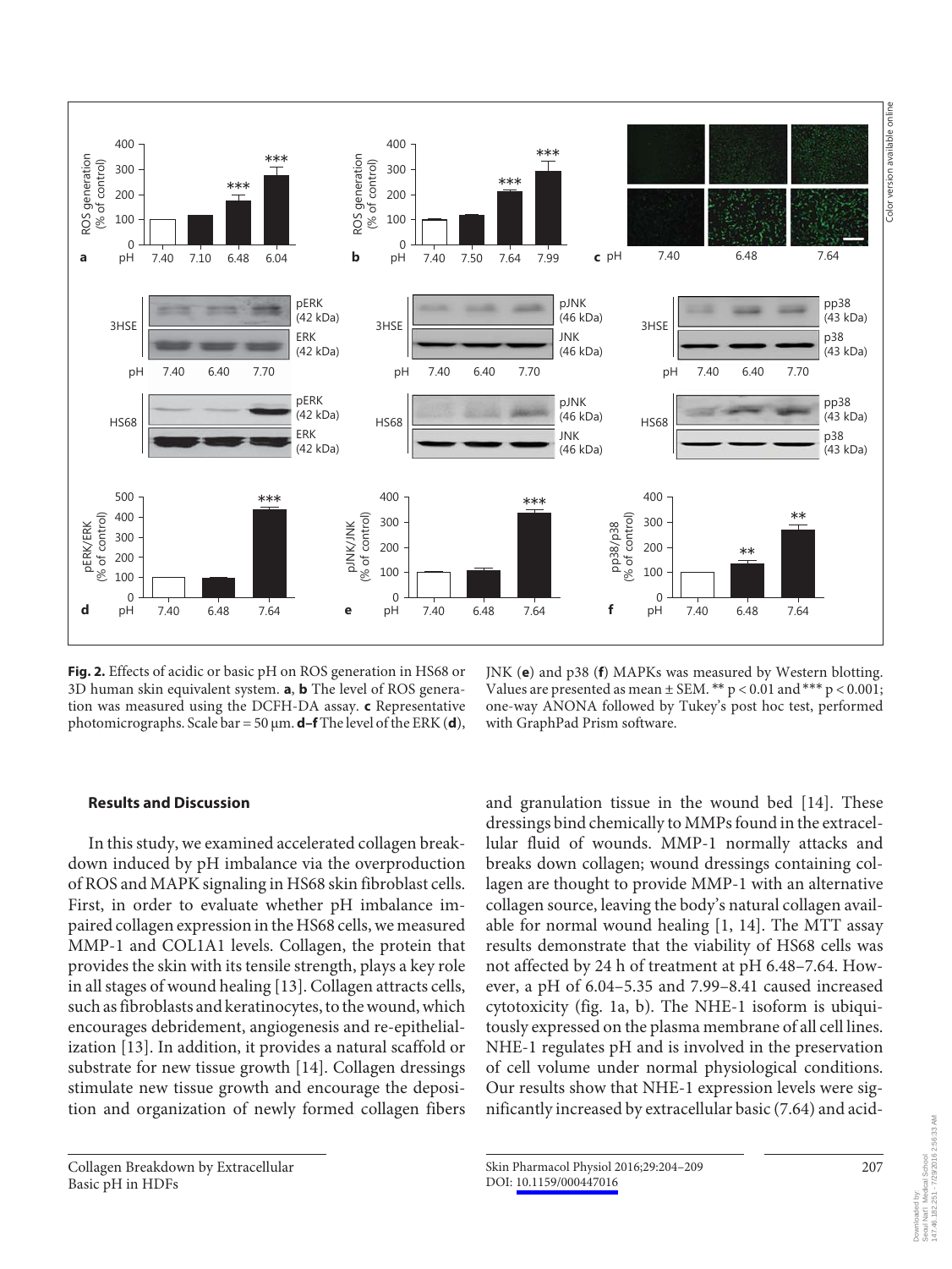**Fig. 2.** Effects of acidic or basic pH on ROS generation in HS68 or 3D human skin equivalent system. **a**, **b** The level of ROS generation was measured using the DCFH-DA assay. **c** Representative photomicrographs. Scale bar = 50 μm. **d–f** The level of the ERK (**d**), JNK (**e**) and p38 (**f**) MAPKs was measured by Western blotting. Values are presented as mean ± SEM. ** $p < 0.01$ and *** $p < 0.001$; one-way ANONA followed by Tukey's post hoc test, performed with GraphPad Prism software.

## Results and Discussion

In this study, we examined accelerated collagen breakdown induced by pH imbalance via the overproduction of ROS and MAPK signaling in HS68 skin fibroblast cells. First, in order to evaluate whether pH imbalance impaired collagen expression in the HS68 cells, we measured MMP-1 and COL1A1 levels. Collagen, the protein that provides the skin with its tensile strength, plays a key role in all stages of wound healing [13]. Collagen attracts cells, such as fibroblasts and keratinocytes, to the wound, which encourages debridement, angiogenesis and re-epithelialization [13]. In addition, it provides a natural scaffold or substrate for new tissue growth [14]. Collagen dressings stimulate new tissue growth and encourage the deposition and organization of newly formed collagen fibers and granulation tissue in the wound bed [14]. These dressings bind chemically to MMPs found in the extracellular fluid of wounds. MMP-1 normally attacks and breaks down collagen; wound dressings containing collagen are thought to provide MMP-1 with an alternative collagen source, leaving the body's natural collagen available for normal wound healing [1, 14]. The MTT assay results demonstrate that the viability of HS68 cells was not affected by 24 h of treatment at pH 6.48–7.64. However, a pH of 6.04–5.35 and 7.99–8.41 caused increased cytotoxicity (fig. 1a, b). The NHE-1 isoform is ubiquitously expressed on the plasma membrane of all cell lines. NHE-1 regulates pH and is involved in the preservation of cell volume under normal physiological conditions. Our results show that NHE-1 expression levels were significantly increased by extracellular basic (7.64) and acid-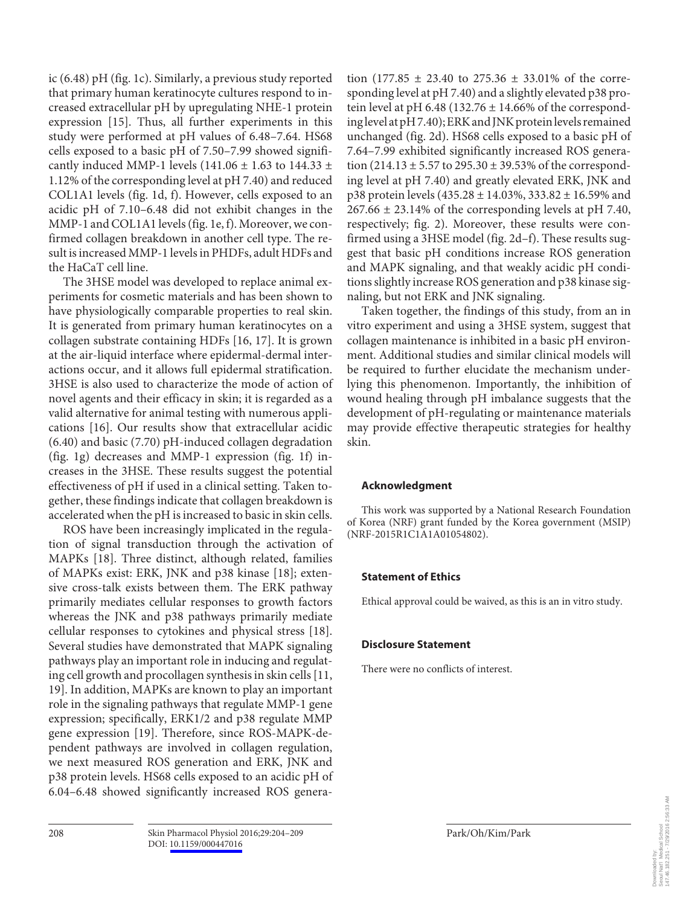ic (6.48) pH (fig. 1c). Similarly, a previous study reported that primary human keratinocyte cultures respond to increased extracellular pH by upregulating NHE-1 protein expression [15]. Thus, all further experiments in this study were performed at pH values of 6.48–7.64. HS68 cells exposed to a basic pH of 7.50–7.99 showed significantly induced MMP-1 levels (141.06 ± 1.63 to 144.33 ± 1.12% of the corresponding level at pH 7.40) and reduced COL1A1 levels (fig. 1d, f). However, cells exposed to an acidic pH of 7.10–6.48 did not exhibit changes in the MMP-1 and COL1A1 levels (fig. 1e, f). Moreover, we confirmed collagen breakdown in another cell type. The result is increased MMP-1 levels in PHDFs, adult HDFs and the HaCaT cell line.

The 3HSE model was developed to replace animal experiments for cosmetic materials and has been shown to have physiologically comparable properties to real skin. It is generated from primary human keratinocytes on a collagen substrate containing HDFs [16, 17]. It is grown at the air-liquid interface where epidermal-dermal interactions occur, and it allows full epidermal stratification. 3HSE is also used to characterize the mode of action of novel agents and their efficacy in skin; it is regarded as a valid alternative for animal testing with numerous applications [16]. Our results show that extracellular acidic (6.40) and basic (7.70) pH-induced collagen degradation (fig. 1g) decreases and MMP-1 expression (fig. 1f) increases in the 3HSE. These results suggest the potential effectiveness of pH if used in a clinical setting. Taken together, these findings indicate that collagen breakdown is accelerated when the pH is increased to basic in skin cells.

ROS have been increasingly implicated in the regulation of signal transduction through the activation of MAPKs [18]. Three distinct, although related, families of MAPKs exist: ERK, JNK and p38 kinase [18]; extensive cross-talk exists between them. The ERK pathway primarily mediates cellular responses to growth factors whereas the JNK and p38 pathways primarily mediate cellular responses to cytokines and physical stress [18]. Several studies have demonstrated that MAPK signaling pathways play an important role in inducing and regulating cell growth and procollagen synthesis in skin cells [11, 19]. In addition, MAPKs are known to play an important role in the signaling pathways that regulate MMP-1 gene expression; specifically, ERK1/2 and p38 regulate MMP gene expression [19]. Therefore, since ROS-MAPK-dependent pathways are involved in collagen regulation, we next measured ROS generation and ERK, JNK and p38 protein levels. HS68 cells exposed to an acidic pH of 6.04–6.48 showed significantly increased ROS generation (177.85 ± 23.40 to 275.36 ± 33.01% of the corresponding level at pH 7.40) and a slightly elevated p38 protein level at pH 6.48 (132.76 ± 14.66% of the corresponding level at pH 7.40); ERK and JNK protein levels remained unchanged (fig. 2d). HS68 cells exposed to a basic pH of 7.64–7.99 exhibited significantly increased ROS generation (214.13 ± 5.57 to 295.30 ± 39.53% of the corresponding level at pH 7.40) and greatly elevated ERK, JNK and p38 protein levels (435.28 ± 14.03%, 333.82 ± 16.59% and 267.66 ± 23.14% of the corresponding levels at pH 7.40, respectively; fig. 2). Moreover, these results were confirmed using a 3HSE model (fig. 2d–f). These results suggest that basic pH conditions increase ROS generation and MAPK signaling, and that weakly acidic pH conditions slightly increase ROS generation and p38 kinase signaling, but not ERK and JNK signaling.

Taken together, the findings of this study, from an in vitro experiment and using a 3HSE system, suggest that collagen maintenance is inhibited in a basic pH environment. Additional studies and similar clinical models will be required to further elucidate the mechanism underlying this phenomenon. Importantly, the inhibition of wound healing through pH imbalance suggests that the development of pH-regulating or maintenance materials may provide effective therapeutic strategies for healthy skin.

## Acknowledgment

This work was supported by a National Research Foundation of Korea (NRF) grant funded by the Korea government (MSIP) (NRF-2015R1C1A1A01054802).

## Statement of Ethics

Ethical approval could be waived, as this is an in vitro study.

## Disclosure Statement

There were no conflicts of interest.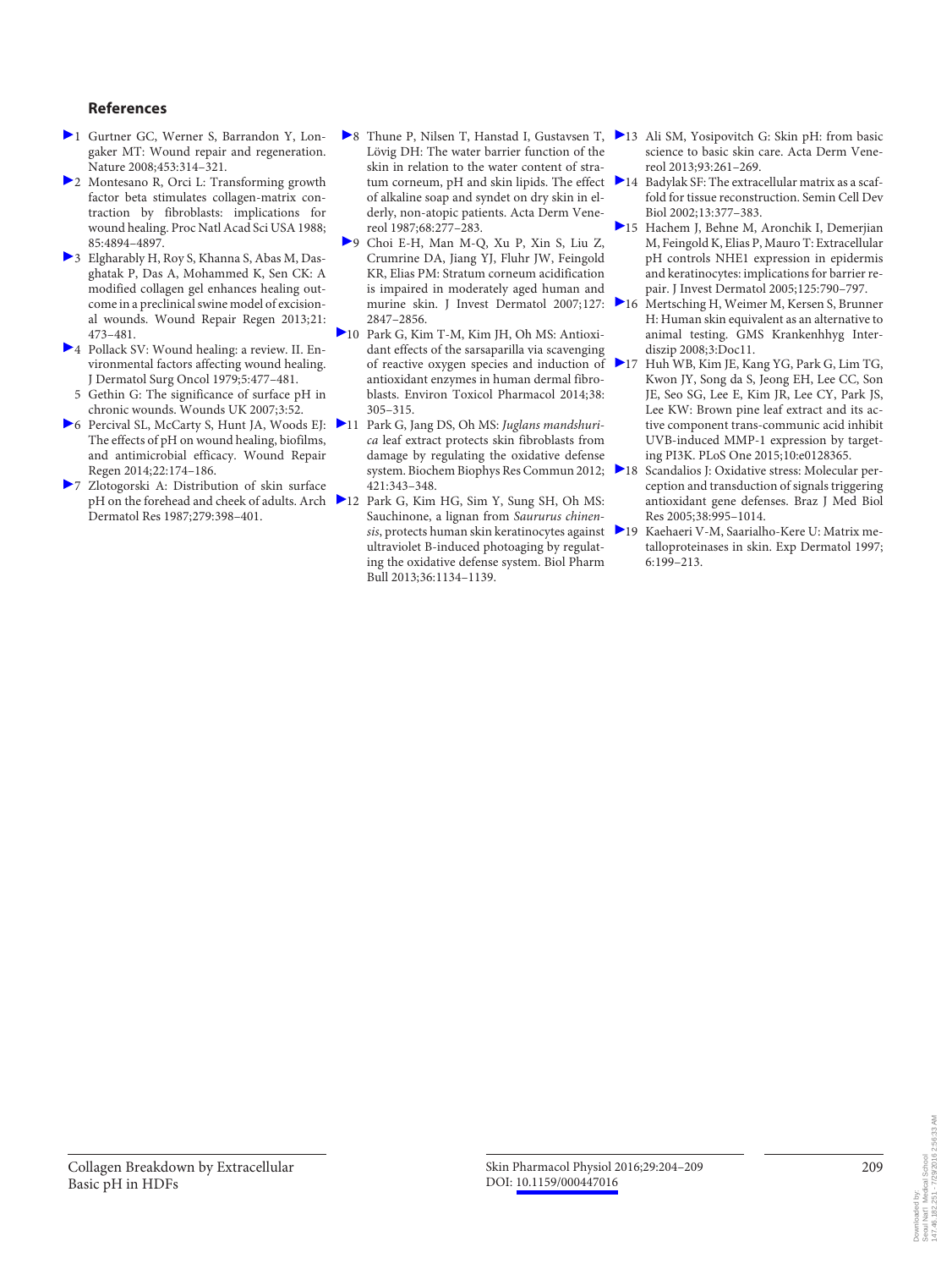## References

1. Gurtner GC, Werner S, Barrandon Y, Longaker MT: Wound repair and regeneration. Nature 2008;453:314–321.
2. Montesano R, Orci L: Transforming growth factor beta stimulates collagen-matrix contraction by fibroblasts: implications for wound healing. Proc Natl Acad Sci USA 1988; 85:4894–4897.
3. Elgharably H, Roy S, Khanna S, Abas M, Dasghatak P, Das A, Mohammed K, Sen CK: A modified collagen gel enhances healing outcome in a preclinical swine model of excisional wounds. Wound Repair Regen 2013;21: 473–481.
4. Pollack SV: Wound healing: a review. II. Environmental factors affecting wound healing. J Dermatol Surg Oncol 1979;5:477–481.
5. Gethin G: The significance of surface pH in chronic wounds. Wounds UK 2007;3:52.
6. Percival SL, McCarty S, Hunt JA, Woods EJ: The effects of pH on wound healing, biofilms, and antimicrobial efficacy. Wound Repair Regen 2014;22:174–186.
7. Zlotogorski A: Distribution of skin surface pH on the forehead and cheek of adults. Arch Dermatol Res 1987;279:398–401.
8. Thune P, Nilsen T, Hanstad I, Gustavsen T, Lövig DH: The water barrier function of the skin in relation to the water content of stratum corneum, pH and skin lipids. The effect of alkaline soap and syndet on dry skin in elderly, non-atopic patients. Acta Derm Venereol 1987;68:277–283.
9. Choi E-H, Man M-Q, Xu P, Xin S, Liu Z, Crumrine DA, Jiang YJ, Fluhr JW, Feingold KR, Elias PM: Stratum corneum acidification is impaired in moderately aged human and murine skin. J Invest Dermatol 2007;127: 2847–2856.
10. Park G, Kim T-M, Kim JH, Oh MS: Antioxidant effects of the sarsaparilla via scavenging of reactive oxygen species and induction of antioxidant enzymes in human dermal fibroblasts. Environ Toxicol Pharmacol 2014;38: 305–315.
11. Park G, Jang DS, Oh MS: *Juglans mandshurica* leaf extract protects skin fibroblasts from damage by regulating the oxidative defense system. Biochem Biophys Res Commun 2012; 421:343–348.
12. Park G, Kim HG, Sim Y, Sung SH, Oh MS: Sauchinone, a lignan from *Saururus chinensis*, protects human skin keratinocytes against ultraviolet B-induced photoaging by regulating the oxidative defense system. Biol Pharm Bull 2013;36:1134–1139.
13. Ali SM, Yosipovitch G: Skin pH: from basic science to basic skin care. Acta Derm Venereol 2013;93:261–269.
14. Badylak SF: The extracellular matrix as a scaffold for tissue reconstruction. Semin Cell Dev Biol 2002;13:377–383.
15. Hachem J, Behne M, Aronchik I, Demerjian M, Feingold K, Elias P, Mauro T: Extracellular pH controls NHE1 expression in epidermis and keratinocytes: implications for barrier repair. J Invest Dermatol 2005;125:790–797.
16. Mertsching H, Weimer M, Kersen S, Brunner H: Human skin equivalent as an alternative to animal testing. GMS Krankenhhyg Interdiszip 2008;3:Doc11.
17. Huh WB, Kim JE, Kang YG, Park G, Lim TG, Kwon JY, Song da S, Jeong EH, Lee CC, Son JE, Seo SG, Lee E, Kim JR, Lee CY, Park JS, Lee KW: Brown pine leaf extract and its active component trans-communic acid inhibit UVB-induced MMP-1 expression by targeting PI3K. PLoS One 2015;10:e0128365.
18. Scandalios J: Oxidative stress: Molecular perception and transduction of signals triggering antioxidant gene defenses. Braz J Med Biol Res 2005;38:995–1014.
19. Kaehaeri V-M, Saarialho-Kere U: Matrix metalloproteinases in skin. Exp Dermatol 1997; 6:199–213.